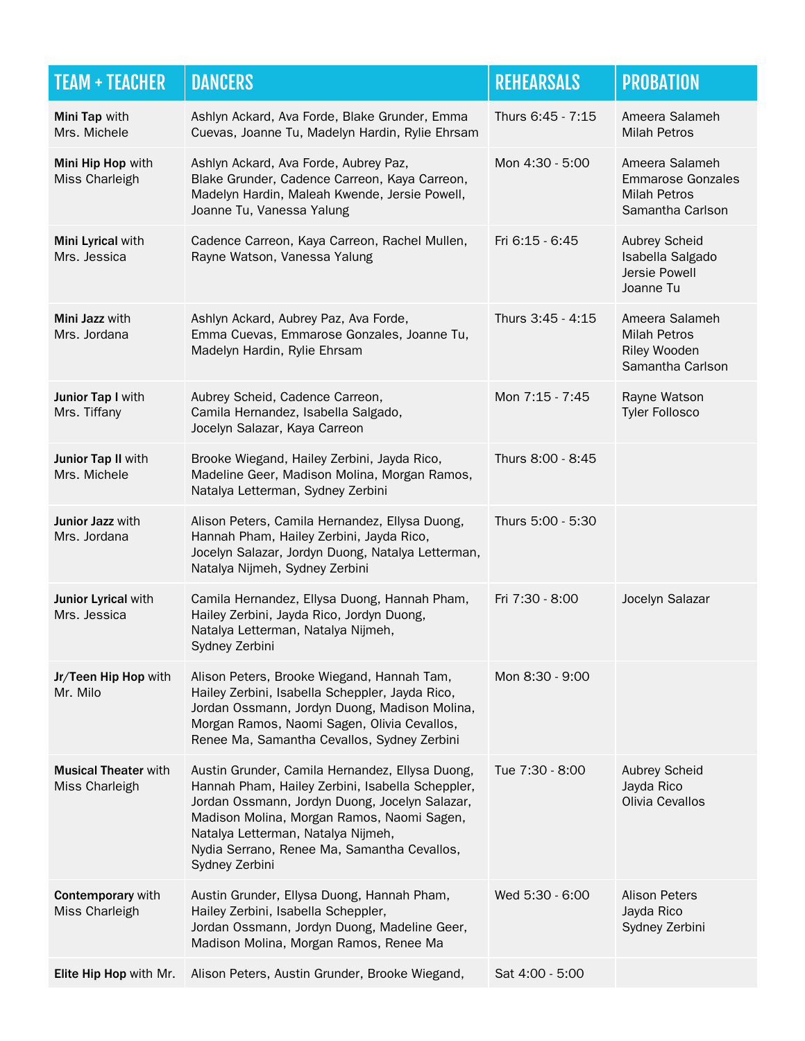| TEAM + TEACHER | DANCERS | REHEARSALS | PROBATION |
| --- | --- | --- | --- |
| **Mini Tap** with Mrs. Michele | Ashlyn Ackard, Ava Forde, Blake Grunder, Emma Cuevas, Joanne Tu, Madelyn Hardin, Rylie Ehrsam | Thurs 6:45 - 7:15 | Ameera Salameh<br>Milah Petros |
| **Mini Hip Hop** with Miss Charleigh | Ashlyn Ackard, Ava Forde, Aubrey Paz, Blake Grunder, Cadence Carreon, Kaya Carreon, Madelyn Hardin, Maleah Kwende, Jersie Powell, Joanne Tu, Vanessa Yalung | Mon 4:30 - 5:00 | Ameera Salameh<br>Emmarose Gonzales<br>Milah Petros<br>Samantha Carlson |
| **Mini Lyrical** with Mrs. Jessica | Cadence Carreon, Kaya Carreon, Rachel Mullen, Rayne Watson, Vanessa Yalung | Fri 6:15 - 6:45 | Aubrey Scheid<br>Isabella Salgado<br>Jersie Powell<br>Joanne Tu |
| **Mini Jazz** with Mrs. Jordana | Ashlyn Ackard, Aubrey Paz, Ava Forde, Emma Cuevas, Emmarose Gonzales, Joanne Tu, Madelyn Hardin, Rylie Ehrsam | Thurs 3:45 - 4:15 | Ameera Salameh<br>Milah Petros<br>Riley Wooden<br>Samantha Carlson |
| **Junior Tap I** with Mrs. Tiffany | Aubrey Scheid, Cadence Carreon, Camila Hernandez, Isabella Salgado, Jocelyn Salazar, Kaya Carreon | Mon 7:15 - 7:45 | Rayne Watson<br>Tyler Follosco |
| **Junior Tap II** with Mrs. Michele | Brooke Wiegand, Hailey Zerbini, Jayda Rico, Madeline Geer, Madison Molina, Morgan Ramos, Natalya Letterman, Sydney Zerbini | Thurs 8:00 - 8:45 | |
| **Junior Jazz** with Mrs. Jordana | Alison Peters, Camila Hernandez, Ellysa Duong, Hannah Pham, Hailey Zerbini, Jayda Rico, Jocelyn Salazar, Jordyn Duong, Natalya Letterman, Natalya Nijmeh, Sydney Zerbini | Thurs 5:00 - 5:30 | |
| **Junior Lyrical** with Mrs. Jessica | Camila Hernandez, Ellysa Duong, Hannah Pham, Hailey Zerbini, Jayda Rico, Jordyn Duong, Natalya Letterman, Natalya Nijmeh, Sydney Zerbini | Fri 7:30 - 8:00 | Jocelyn Salazar |
| **Jr/Teen Hip Hop** with Mr. Milo | Alison Peters, Brooke Wiegand, Hannah Tam, Hailey Zerbini, Isabella Scheppler, Jayda Rico, Jordan Ossmann, Jordyn Duong, Madison Molina, Morgan Ramos, Naomi Sagen, Olivia Cevallos, Renee Ma, Samantha Cevallos, Sydney Zerbini | Mon 8:30 - 9:00 | |
| **Musical Theater** with Miss Charleigh | Austin Grunder, Camila Hernandez, Ellysa Duong, Hannah Pham, Hailey Zerbini, Isabella Scheppler, Jordan Ossmann, Jordyn Duong, Jocelyn Salazar, Madison Molina, Morgan Ramos, Naomi Sagen, Natalya Letterman, Natalya Nijmeh, Nydia Serrano, Renee Ma, Samantha Cevallos, Sydney Zerbini | Tue 7:30 - 8:00 | Aubrey Scheid<br>Jayda Rico<br>Olivia Cevallos |
| **Contemporary** with Miss Charleigh | Austin Grunder, Ellysa Duong, Hannah Pham, Hailey Zerbini, Isabella Scheppler, Jordan Ossmann, Jordyn Duong, Madeline Geer, Madison Molina, Morgan Ramos, Renee Ma | Wed 5:30 - 6:00 | Alison Peters<br>Jayda Rico<br>Sydney Zerbini |
| **Elite Hip Hop** with Mr. | Alison Peters, Austin Grunder, Brooke Wiegand, | Sat 4:00 - 5:00 | |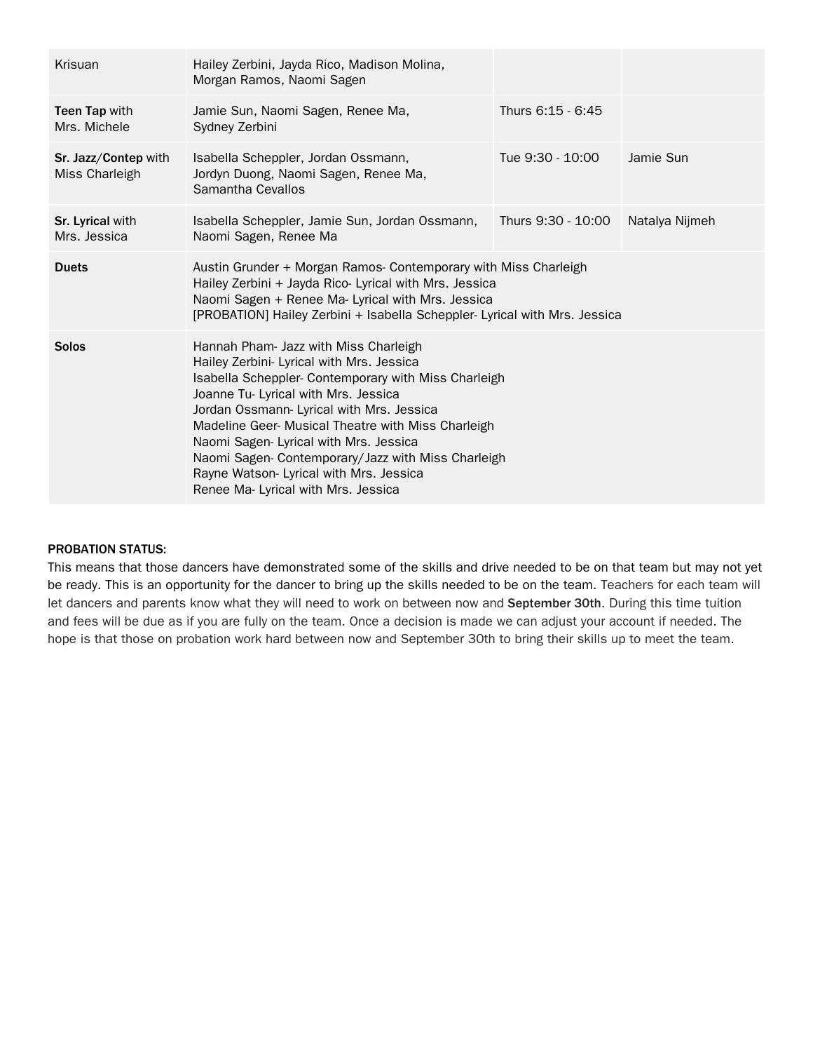| | | | |
|---|---|---|---|
| Krisuan | Hailey Zerbini, Jayda Rico, Madison Molina, Morgan Ramos, Naomi Sagen | | |
| **Teen Tap** with Mrs. Michele | Jamie Sun, Naomi Sagen, Renee Ma, Sydney Zerbini | Thurs 6:15 - 6:45 | |
| **Sr. Jazz/Contep** with Miss Charleigh | Isabella Scheppler, Jordan Ossmann, Jordyn Duong, Naomi Sagen, Renee Ma, Samantha Cevallos | Tue 9:30 - 10:00 | Jamie Sun |
| **Sr. Lyrical** with Mrs. Jessica | Isabella Scheppler, Jamie Sun, Jordan Ossmann, Naomi Sagen, Renee Ma | Thurs 9:30 - 10:00 | Natalya Nijmeh |
| **Duets** | Austin Grunder + Morgan Ramos- Contemporary with Miss Charleigh<br>Hailey Zerbini + Jayda Rico- Lyrical with Mrs. Jessica<br>Naomi Sagen + Renee Ma- Lyrical with Mrs. Jessica<br>[PROBATION] Hailey Zerbini + Isabella Scheppler- Lyrical with Mrs. Jessica | | |
| **Solos** | Hannah Pham- Jazz with Miss Charleigh<br>Hailey Zerbini- Lyrical with Mrs. Jessica<br>Isabella Scheppler- Contemporary with Miss Charleigh<br>Joanne Tu- Lyrical with Mrs. Jessica<br>Jordan Ossmann- Lyrical with Mrs. Jessica<br>Madeline Geer- Musical Theatre with Miss Charleigh<br>Naomi Sagen- Lyrical with Mrs. Jessica<br>Naomi Sagen- Contemporary/Jazz with Miss Charleigh<br>Rayne Watson- Lyrical with Mrs. Jessica<br>Renee Ma- Lyrical with Mrs. Jessica | | |

**PROBATION STATUS:**

This means that those dancers have demonstrated some of the skills and drive needed to be on that team but may not yet be ready. This is an opportunity for the dancer to bring up the skills needed to be on the team. Teachers for each team will let dancers and parents know what they will need to work on between now and **September 30th**. During this time tuition and fees will be due as if you are fully on the team. Once a decision is made we can adjust your account if needed. The hope is that those on probation work hard between now and September 30th to bring their skills up to meet the team.